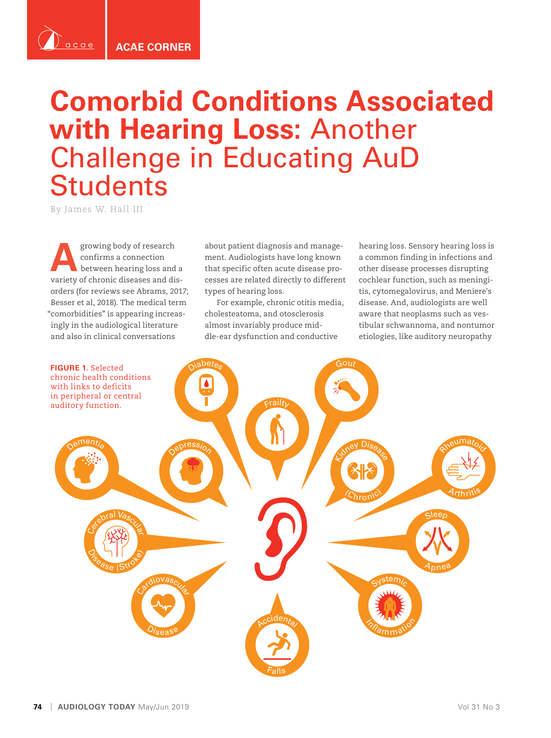ACAE CORNER

# Comorbid Conditions Associated with Hearing Loss: Another Challenge in Educating AuD Students

By James W. Hall III

A growing body of research confirms a connection between hearing loss and a variety of chronic diseases and disorders (for reviews see Abrams, 2017; Besser et al, 2018). The medical term "comorbidities" is appearing increasingly in the audiological literature and also in clinical conversations about patient diagnosis and management. Audiologists have long known that specific often acute disease processes are related directly to different types of hearing loss.

For example, chronic otitis media, cholesteatoma, and otosclerosis almost invariably produce middle-ear dysfunction and conductive hearing loss. Sensory hearing loss is a common finding in infections and other disease processes disrupting cochlear function, such as meningitis, cytomegalovirus, and Meniere's disease. And, audiologists are well aware that neoplasms such as vestibular schwannoma, and nontumor etiologies, like auditory neuropathy

**FIGURE 1.** Selected chronic health conditions with links to deficits in peripheral or central auditory function.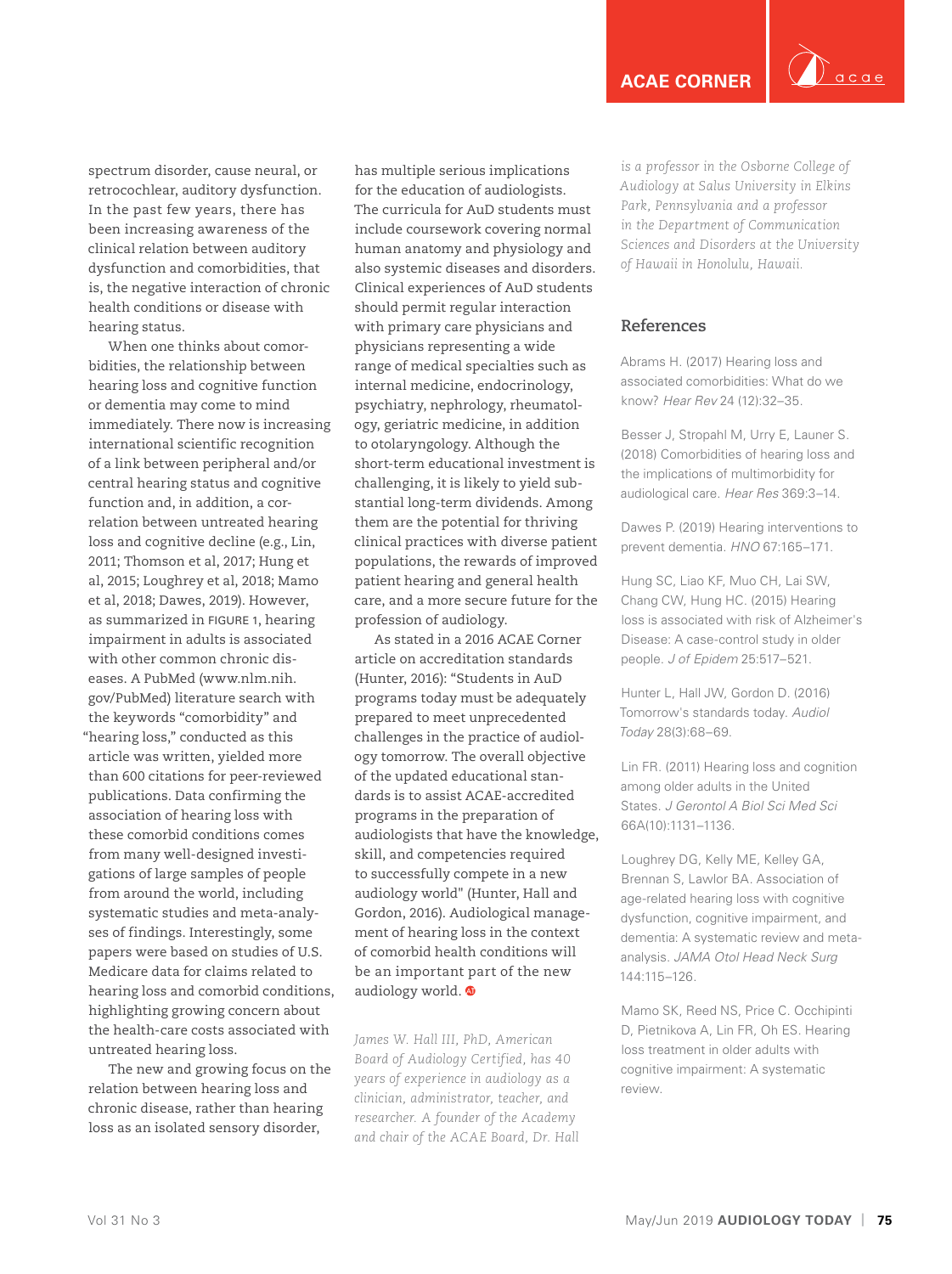spectrum disorder, cause neural, or retrocochlear, auditory dysfunction. In the past few years, there has been increasing awareness of the clinical relation between auditory dysfunction and comorbidities, that is, the negative interaction of chronic health conditions or disease with hearing status.

When one thinks about comorbidities, the relationship between hearing loss and cognitive function or dementia may come to mind immediately. There now is increasing international scientific recognition of a link between peripheral and/or central hearing status and cognitive function and, in addition, a correlation between untreated hearing loss and cognitive decline (e.g., Lin, 2011; Thomson et al, 2017; Hung et al, 2015; Loughrey et al, 2018; Mamo et al, 2018; Dawes, 2019). However, as summarized in FIGURE 1, hearing impairment in adults is associated with other common chronic diseases. A PubMed (www.nlm.nih.gov/PubMed) literature search with the keywords "comorbidity" and "hearing loss," conducted as this article was written, yielded more than 600 citations for peer-reviewed publications. Data confirming the association of hearing loss with these comorbid conditions comes from many well-designed investigations of large samples of people from around the world, including systematic studies and meta-analyses of findings. Interestingly, some papers were based on studies of U.S. Medicare data for claims related to hearing loss and comorbid conditions, highlighting growing concern about the health-care costs associated with untreated hearing loss.

The new and growing focus on the relation between hearing loss and chronic disease, rather than hearing loss as an isolated sensory disorder, has multiple serious implications for the education of audiologists. The curricula for AuD students must include coursework covering normal human anatomy and physiology and also systemic diseases and disorders. Clinical experiences of AuD students should permit regular interaction with primary care physicians and physicians representing a wide range of medical specialties such as internal medicine, endocrinology, psychiatry, nephrology, rheumatology, geriatric medicine, in addition to otolaryngology. Although the short-term educational investment is challenging, it is likely to yield substantial long-term dividends. Among them are the potential for thriving clinical practices with diverse patient populations, the rewards of improved patient hearing and general health care, and a more secure future for the profession of audiology.

As stated in a 2016 ACAE Corner article on accreditation standards (Hunter, 2016): "Students in AuD programs today must be adequately prepared to meet unprecedented challenges in the practice of audiology tomorrow. The overall objective of the updated educational standards is to assist ACAE-accredited programs in the preparation of audiologists that have the knowledge, skill, and competencies required to successfully compete in a new audiology world" (Hunter, Hall and Gordon, 2016). Audiological management of hearing loss in the context of comorbid health conditions will be an important part of the new audiology world.

*James W. Hall III, PhD, American Board of Audiology Certified, has 40 years of experience in audiology as a clinician, administrator, teacher, and researcher. A founder of the Academy and chair of the ACAE Board, Dr. Hall is a professor in the Osborne College of Audiology at Salus University in Elkins Park, Pennsylvania and a professor in the Department of Communication Sciences and Disorders at the University of Hawaii in Honolulu, Hawaii.*

## References

Abrams H. (2017) Hearing loss and associated comorbidities: What do we know? *Hear Rev* 24 (12):32–35.

Besser J, Stropahl M, Urry E, Launer S. (2018) Comorbidities of hearing loss and the implications of multimorbidity for audiological care. *Hear Res* 369:3–14.

Dawes P. (2019) Hearing interventions to prevent dementia. *HNO* 67:165–171.

Hung SC, Liao KF, Muo CH, Lai SW, Chang CW, Hung HC. (2015) Hearing loss is associated with risk of Alzheimer's Disease: A case-control study in older people. *J of Epidem* 25:517–521.

Hunter L, Hall JW, Gordon D. (2016) Tomorrow's standards today. *Audiol Today* 28(3):68–69.

Lin FR. (2011) Hearing loss and cognition among older adults in the United States. *J Gerontol A Biol Sci Med Sci* 66A(10):1131–1136.

Loughrey DG, Kelly ME, Kelley GA, Brennan S, Lawlor BA. Association of age-related hearing loss with cognitive dysfunction, cognitive impairment, and dementia: A systematic review and meta-analysis. *JAMA Otol Head Neck Surg* 144:115–126.

Mamo SK, Reed NS, Price C. Occhipinti D, Pietnikova A, Lin FR, Oh ES. Hearing loss treatment in older adults with cognitive impairment: A systematic review.